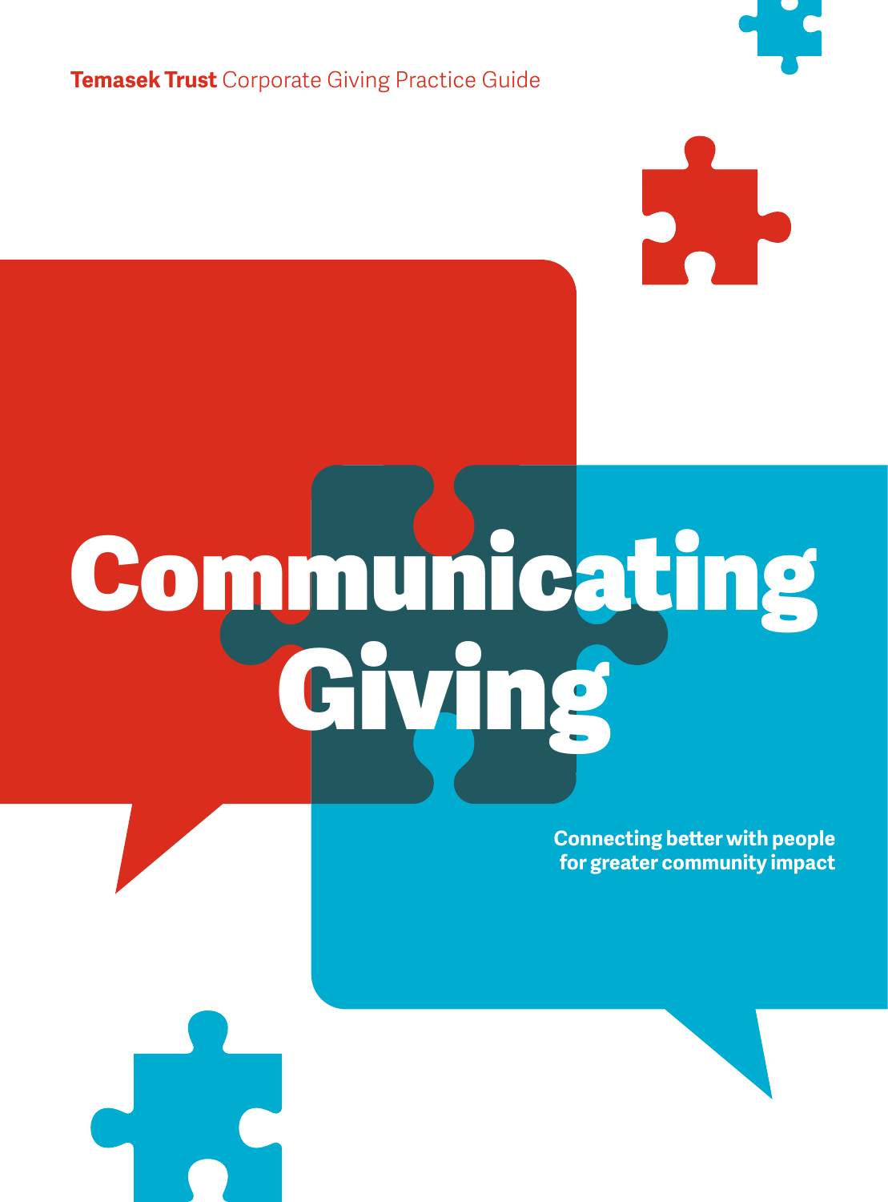**Temasek Trust** Corporate Giving Practice Guide

# Communicating Giving

**Connecting better with people for greater community impact**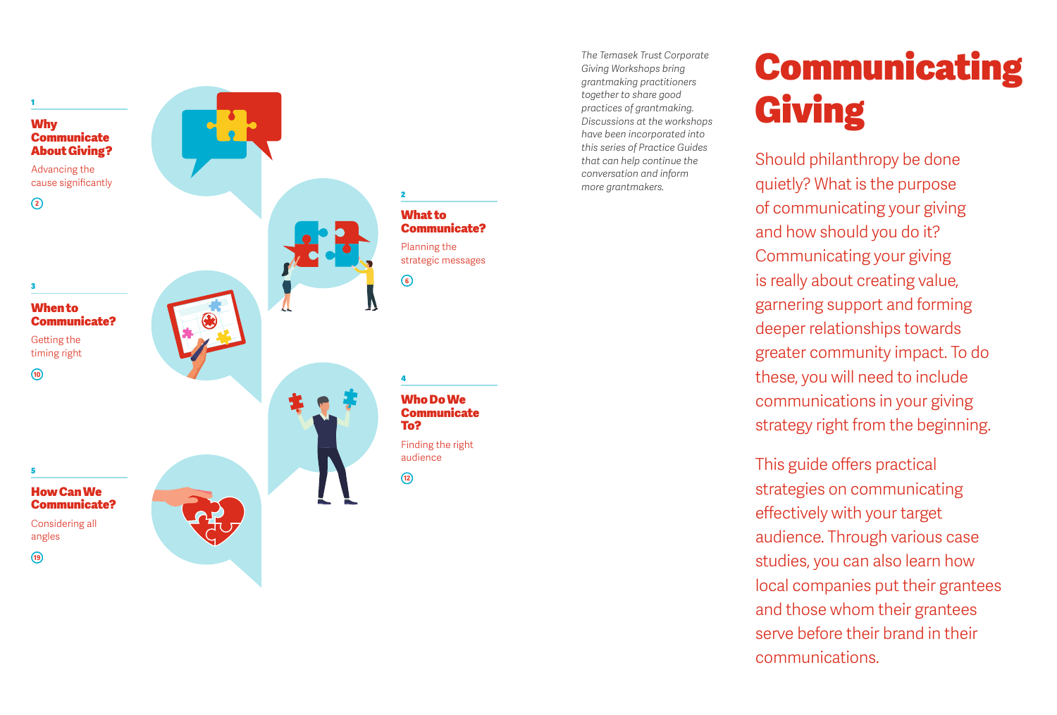# Communicating Giving

*The Temasek Trust Corporate Giving Workshops bring grantmaking practitioners together to share good practices of grantmaking. Discussions at the workshops have been incorporated into this series of Practice Guides that can help continue the conversation and inform more grantmakers.*

Should philanthropy be done quietly? What is the purpose of communicating your giving and how should you do it? Communicating your giving is really about creating value, garnering support and forming deeper relationships towards greater community impact. To do these, you will need to include communications in your giving strategy right from the beginning.

This guide offers practical strategies on communicating effectively with your target audience. Through various case studies, you can also learn how local companies put their grantees and those whom their grantees serve before their brand in their communications.

1

**Why Communicate About Giving?**

Advancing the cause significantly

2

2

**What to Communicate?**

Planning the strategic messages

6

3

**When to Communicate?**

Getting the timing right

10

4

**Who Do We Communicate To?**

Finding the right audience

12

5

**How Can We Communicate?**

Considering all angles

19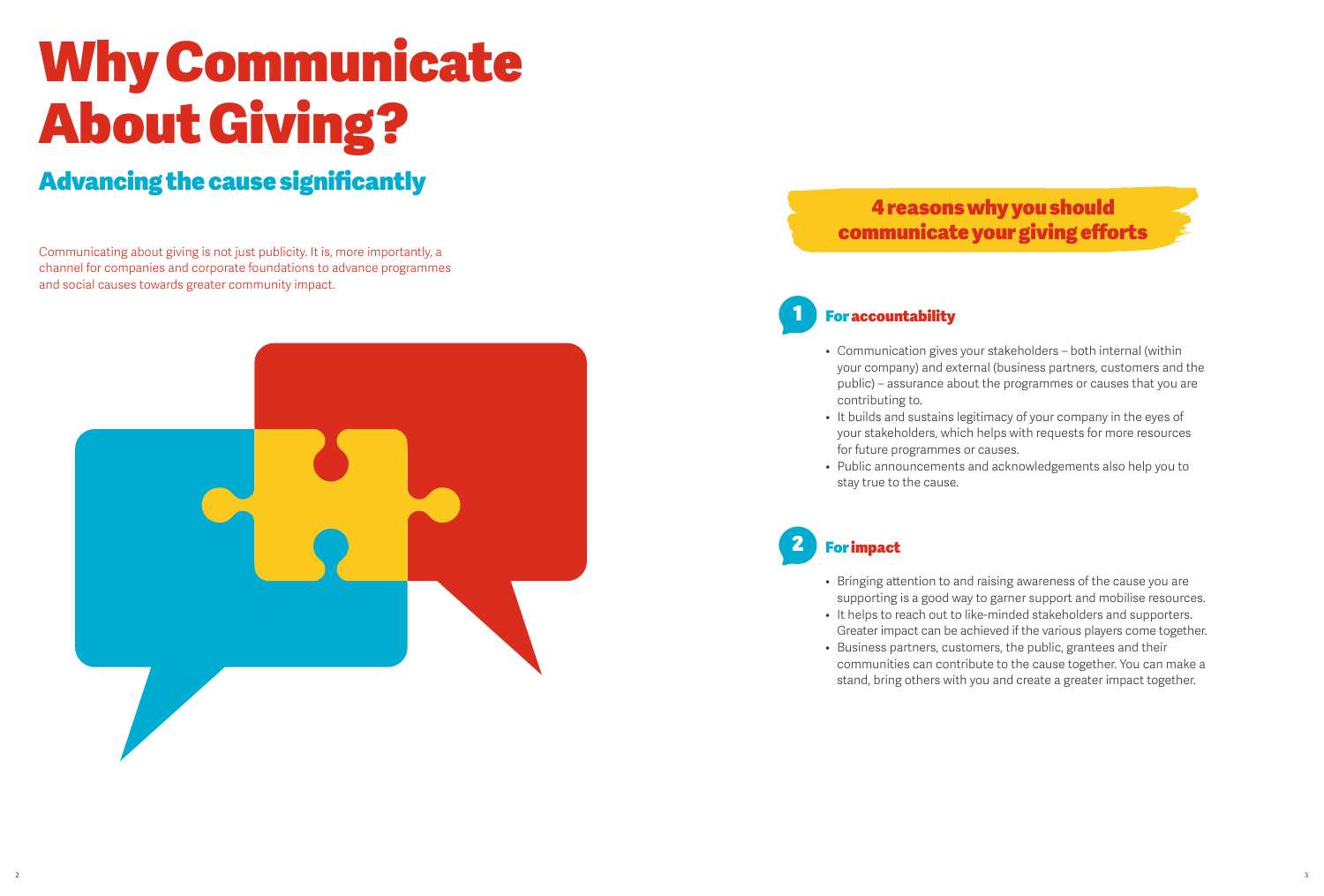# Why Communicate About Giving?

## Advancing the cause significantly

Communicating about giving is not just publicity. It is, more importantly, a channel for companies and corporate foundations to advance programmes and social causes towards greater community impact.

### 4 reasons why you should communicate your giving efforts

### 1 For accountability

- Communication gives your stakeholders – both internal (within your company) and external (business partners, customers and the public) – assurance about the programmes or causes that you are contributing to.
- It builds and sustains legitimacy of your company in the eyes of your stakeholders, which helps with requests for more resources for future programmes or causes.
- Public announcements and acknowledgements also help you to stay true to the cause.

### 2 For impact

- Bringing attention to and raising awareness of the cause you are supporting is a good way to garner support and mobilise resources.
- It helps to reach out to like-minded stakeholders and supporters. Greater impact can be achieved if the various players come together.
- Business partners, customers, the public, grantees and their communities can contribute to the cause together. You can make a stand, bring others with you and create a greater impact together.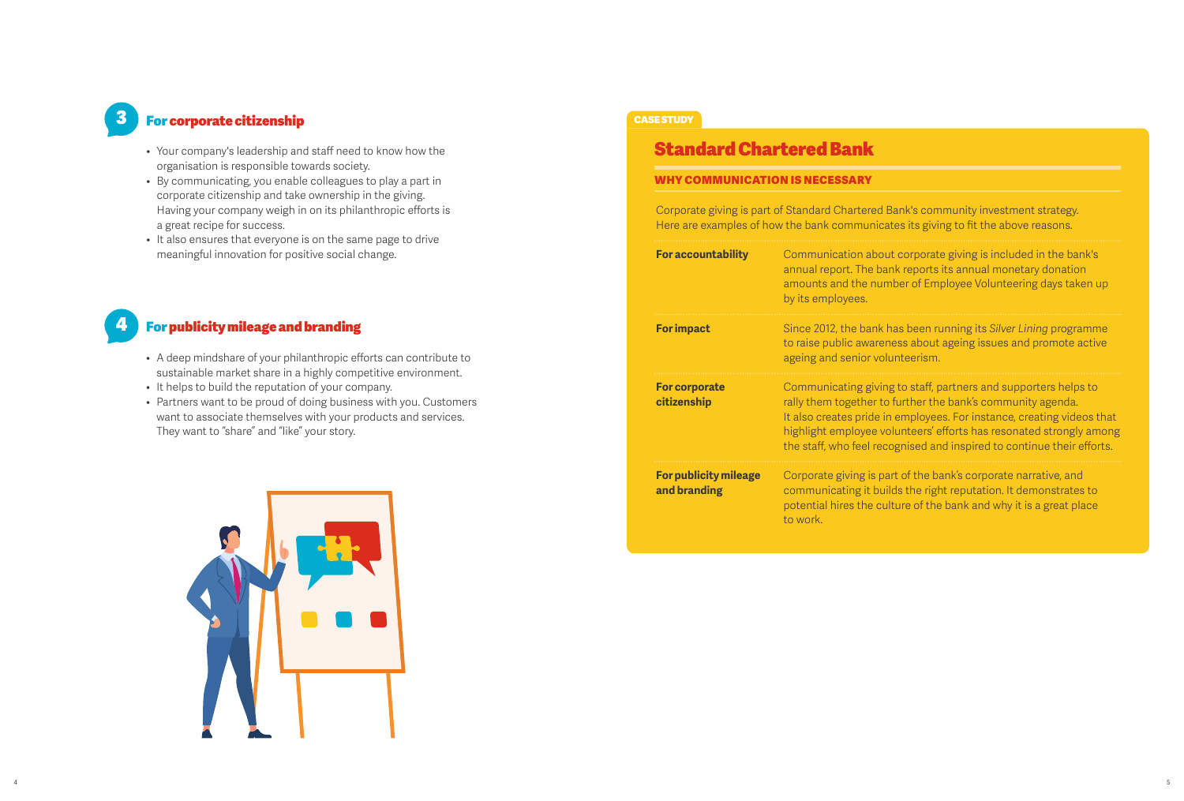## 3 For corporate citizenship

- Your company's leadership and staff need to know how the organisation is responsible towards society.
- By communicating, you enable colleagues to play a part in corporate citizenship and take ownership in the giving. Having your company weigh in on its philanthropic efforts is a great recipe for success.
- It also ensures that everyone is on the same page to drive meaningful innovation for positive social change.

## 4 For publicity mileage and branding

- A deep mindshare of your philanthropic efforts can contribute to sustainable market share in a highly competitive environment.
- It helps to build the reputation of your company.
- Partners want to be proud of doing business with you. Customers want to associate themselves with your products and services. They want to "share" and "like" your story.

**CASE STUDY**

## Standard Chartered Bank

### WHY COMMUNICATION IS NECESSARY

Corporate giving is part of Standard Chartered Bank's community investment strategy. Here are examples of how the bank communicates its giving to fit the above reasons.

| | |
|---|---|
| **For accountability** | Communication about corporate giving is included in the bank's annual report. The bank reports its annual monetary donation amounts and the number of Employee Volunteering days taken up by its employees. |
| **For impact** | Since 2012, the bank has been running its *Silver Lining* programme to raise public awareness about ageing issues and promote active ageing and senior volunteerism. |
| **For corporate citizenship** | Communicating giving to staff, partners and supporters helps to rally them together to further the bank's community agenda. It also creates pride in employees. For instance, creating videos that highlight employee volunteers' efforts has resonated strongly among the staff, who feel recognised and inspired to continue their efforts. |
| **For publicity mileage and branding** | Corporate giving is part of the bank's corporate narrative, and communicating it builds the right reputation. It demonstrates to potential hires the culture of the bank and why it is a great place to work. |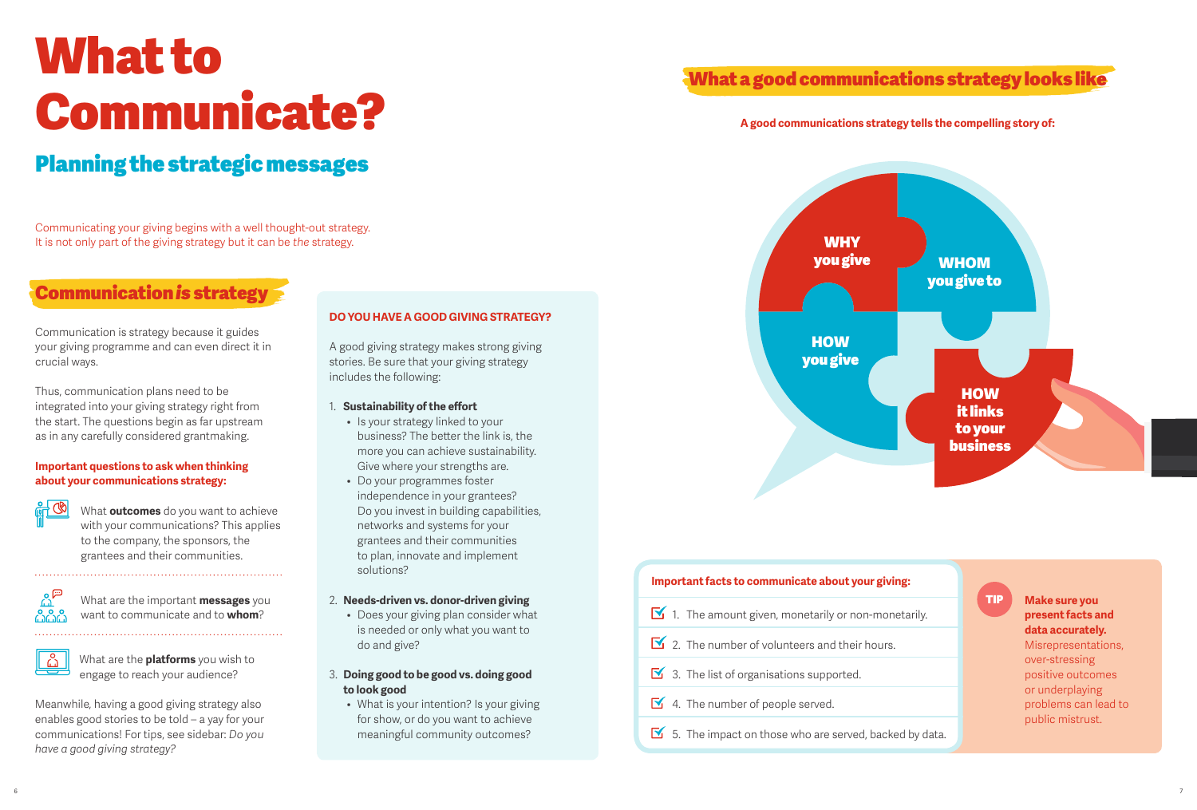# What to Communicate?

## Planning the strategic messages

Communicating your giving begins with a well thought-out strategy. It is not only part of the giving strategy but it can be *the* strategy.

### Communication *is* strategy

Communication is strategy because it guides your giving programme and can even direct it in crucial ways.

Thus, communication plans need to be integrated into your giving strategy right from the start. The questions begin as far upstream as in any carefully considered grantmaking.

**Important questions to ask when thinking about your communications strategy:**

- What **outcomes** do you want to achieve with your communications? This applies to the company, the sponsors, the grantees and their communities.
- What are the important **messages** you want to communicate and to **whom**?
- What are the **platforms** you wish to engage to reach your audience?

Meanwhile, having a good giving strategy also enables good stories to be told – a yay for your communications! For tips, see sidebar: *Do you have a good giving strategy?*

**DO YOU HAVE A GOOD GIVING STRATEGY?**

A good giving strategy makes strong giving stories. Be sure that your giving strategy includes the following:

1. **Sustainability of the effort**
   - Is your strategy linked to your business? The better the link is, the more you can achieve sustainability. Give where your strengths are.
   - Do your programmes foster independence in your grantees? Do you invest in building capabilities, networks and systems for your grantees and their communities to plan, innovate and implement solutions?
2. **Needs-driven vs. donor-driven giving**
   - Does your giving plan consider what is needed or only what you want to do and give?
3. **Doing good to be good vs. doing good to look good**
   - What is your intention? Is your giving for show, or do you want to achieve meaningful community outcomes?

### What a good communications strategy looks like

**A good communications strategy tells the compelling story of:**

- **WHY** you give
- **WHOM** you give to
- **HOW** you give
- **HOW** it links to your business

**Important facts to communicate about your giving:**

1. The amount given, monetarily or non-monetarily.
2. The number of volunteers and their hours.
3. The list of organisations supported.
4. The number of people served.
5. The impact on those who are served, backed by data.

**TIP**

**Make sure you present facts and data accurately.** Misrepresentations, over-stressing positive outcomes or underplaying problems can lead to public mistrust.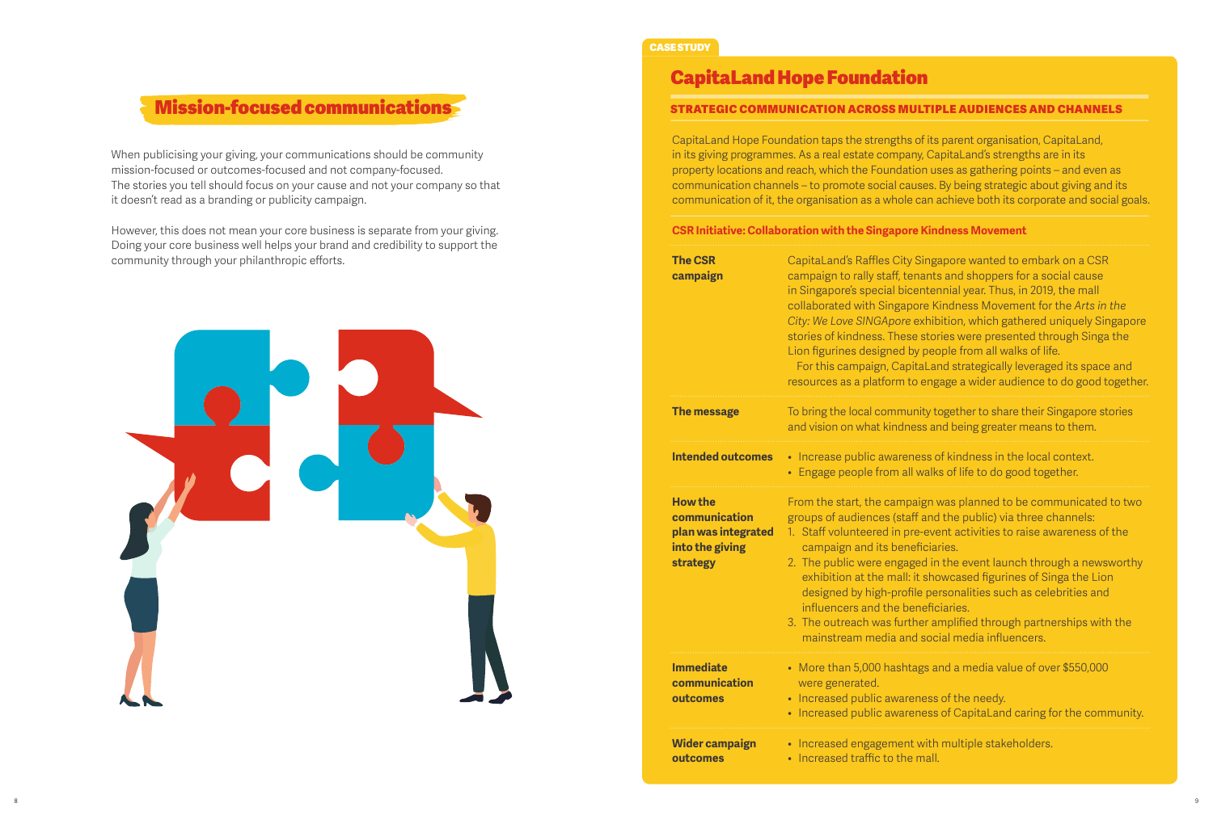## Mission-focused communications

When publicising your giving, your communications should be community mission-focused or outcomes-focused and not company-focused. The stories you tell should focus on your cause and not your company so that it doesn't read as a branding or publicity campaign.

However, this does not mean your core business is separate from your giving. Doing your core business well helps your brand and credibility to support the community through your philanthropic efforts.

CASE STUDY

## CapitaLand Hope Foundation

### STRATEGIC COMMUNICATION ACROSS MULTIPLE AUDIENCES AND CHANNELS

CapitaLand Hope Foundation taps the strengths of its parent organisation, CapitaLand, in its giving programmes. As a real estate company, CapitaLand's strengths are in its property locations and reach, which the Foundation uses as gathering points – and even as communication channels – to promote social causes. By being strategic about giving and its communication of it, the organisation as a whole can achieve both its corporate and social goals.

#### CSR Initiative: Collaboration with the Singapore Kindness Movement

| | |
|---|---|
| **The CSR campaign** | CapitaLand's Raffles City Singapore wanted to embark on a CSR campaign to rally staff, tenants and shoppers for a social cause in Singapore's special bicentennial year. Thus, in 2019, the mall collaborated with Singapore Kindness Movement for the *Arts in the City: We Love SINGApore* exhibition, which gathered uniquely Singapore stories of kindness. These stories were presented through Singa the Lion figurines designed by people from all walks of life.<br>For this campaign, CapitaLand strategically leveraged its space and resources as a platform to engage a wider audience to do good together. |
| **The message** | To bring the local community together to share their Singapore stories and vision on what kindness and being greater means to them. |
| **Intended outcomes** | • Increase public awareness of kindness in the local context.<br>• Engage people from all walks of life to do good together. |
| **How the communication plan was integrated into the giving strategy** | From the start, the campaign was planned to be communicated to two groups of audiences (staff and the public) via three channels:<br>1. Staff volunteered in pre-event activities to raise awareness of the campaign and its beneficiaries.<br>2. The public were engaged in the event launch through a newsworthy exhibition at the mall: it showcased figurines of Singa the Lion designed by high-profile personalities such as celebrities and influencers and the beneficiaries.<br>3. The outreach was further amplified through partnerships with the mainstream media and social media influencers. |
| **Immediate communication outcomes** | • More than 5,000 hashtags and a media value of over $550,000 were generated.<br>• Increased public awareness of the needy.<br>• Increased public awareness of CapitaLand caring for the community. |
| **Wider campaign outcomes** | • Increased engagement with multiple stakeholders.<br>• Increased traffic to the mall. |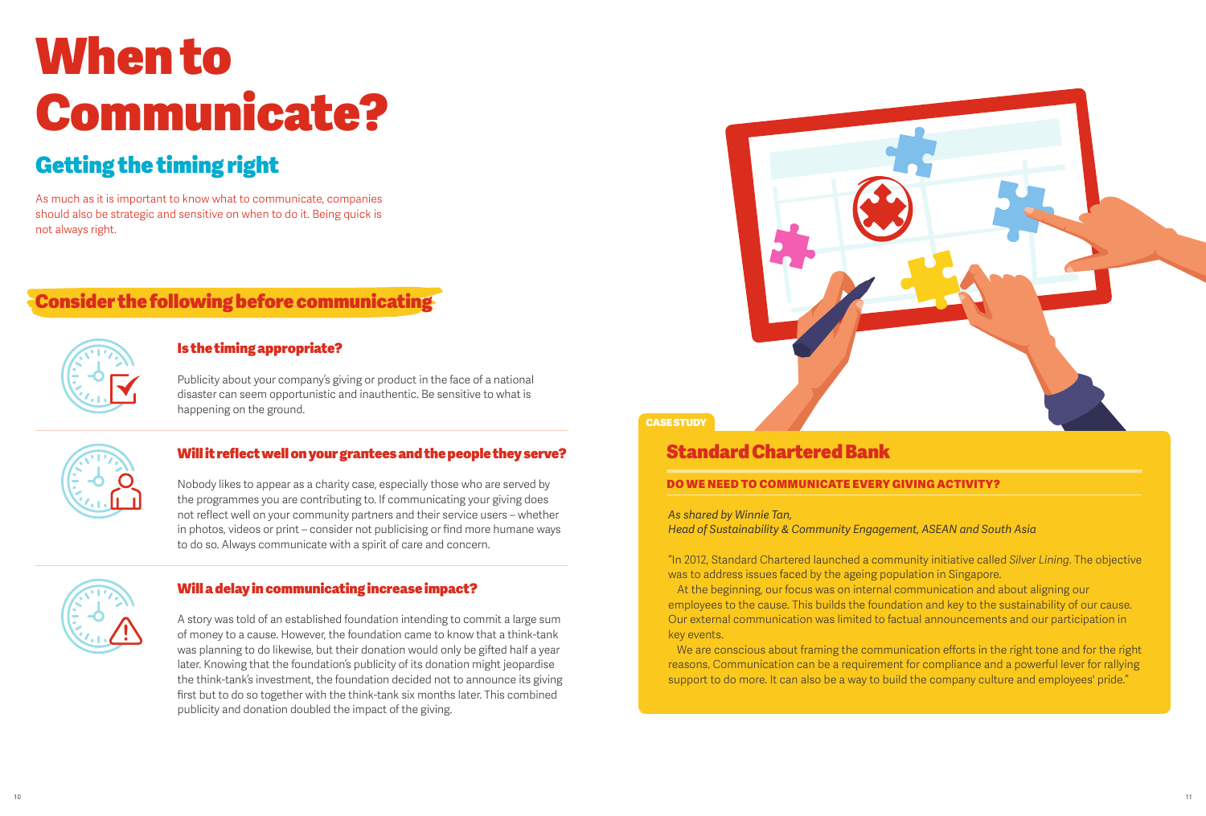# When to Communicate?

## Getting the timing right

As much as it is important to know what to communicate, companies should also be strategic and sensitive on when to do it. Being quick is not always right.

## Consider the following before communicating

### Is the timing appropriate?

Publicity about your company's giving or product in the face of a national disaster can seem opportunistic and inauthentic. Be sensitive to what is happening on the ground.

### Will it reflect well on your grantees and the people they serve?

Nobody likes to appear as a charity case, especially those who are served by the programmes you are contributing to. If communicating your giving does not reflect well on your community partners and their service users – whether in photos, videos or print – consider not publicising or find more humane ways to do so. Always communicate with a spirit of care and concern.

### Will a delay in communicating increase impact?

A story was told of an established foundation intending to commit a large sum of money to a cause. However, the foundation came to know that a think-tank was planning to do likewise, but their donation would only be gifted half a year later. Knowing that the foundation's publicity of its donation might jeopardise the think-tank's investment, the foundation decided not to announce its giving first but to do so together with the think-tank six months later. This combined publicity and donation doubled the impact of the giving.

**CASE STUDY**

## Standard Chartered Bank

### DO WE NEED TO COMMUNICATE EVERY GIVING ACTIVITY?

*As shared by Winnie Tan,*
*Head of Sustainability & Community Engagement, ASEAN and South Asia*

"In 2012, Standard Chartered launched a community initiative called *Silver Lining*. The objective was to address issues faced by the ageing population in Singapore.

At the beginning, our focus was on internal communication and about aligning our employees to the cause. This builds the foundation and key to the sustainability of our cause. Our external communication was limited to factual announcements and our participation in key events.

We are conscious about framing the communication efforts in the right tone and for the right reasons. Communication can be a requirement for compliance and a powerful lever for rallying support to do more. It can also be a way to build the company culture and employees' pride."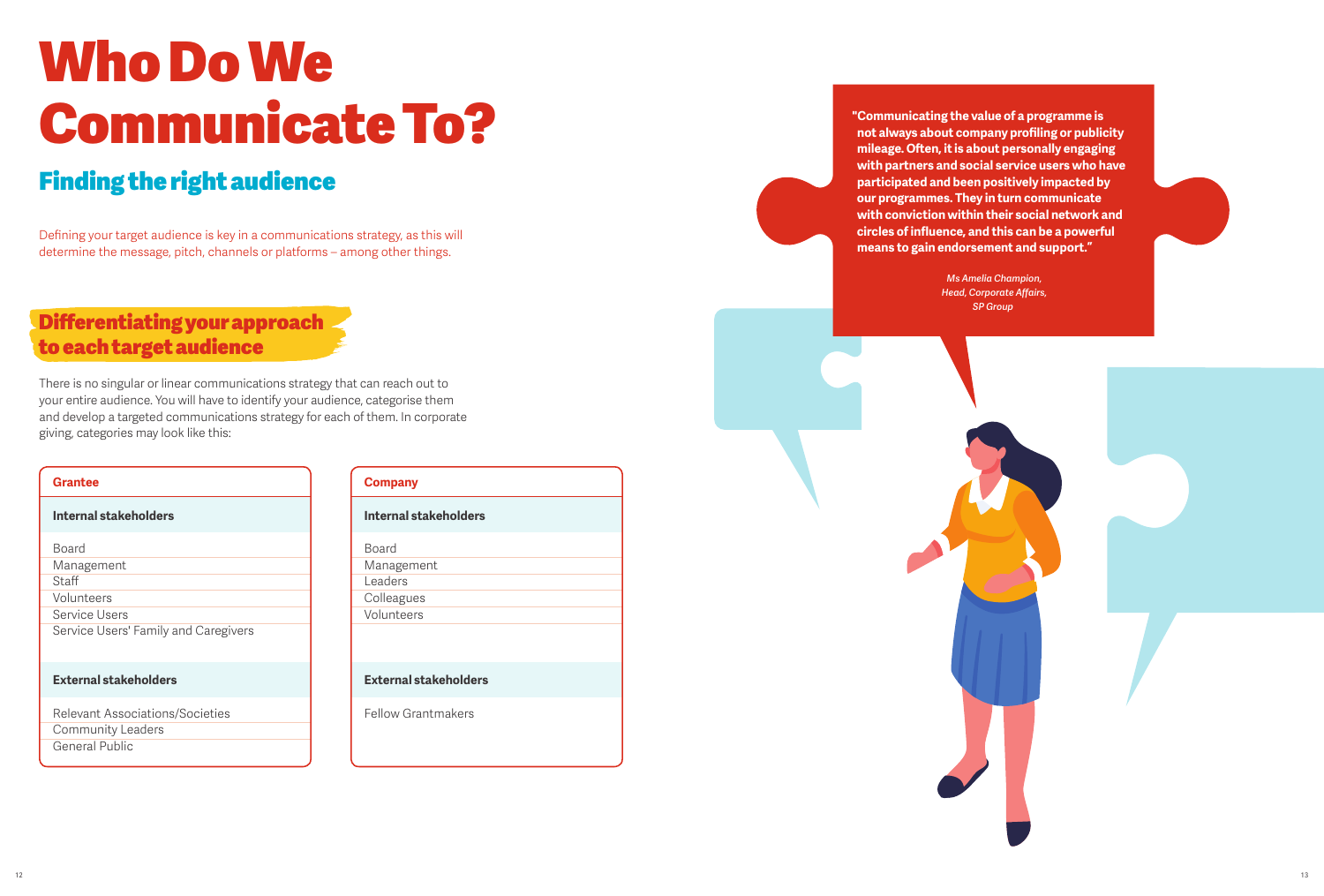# Who Do We Communicate To?

## Finding the right audience

Defining your target audience is key in a communications strategy, as this will determine the message, pitch, channels or platforms – among other things.

### Differentiating your approach to each target audience

There is no singular or linear communications strategy that can reach out to your entire audience. You will have to identify your audience, categorise them and develop a targeted communications strategy for each of them. In corporate giving, categories may look like this:

| Grantee |
|---|
| **Internal stakeholders** |
| Board |
| Management |
| Staff |
| Volunteers |
| Service Users |
| Service Users' Family and Caregivers |
| **External stakeholders** |
| Relevant Associations/Societies |
| Community Leaders |
| General Public |

| Company |
|---|
| **Internal stakeholders** |
| Board |
| Management |
| Leaders |
| Colleagues |
| Volunteers |
| **External stakeholders** |
| Fellow Grantmakers |

**"Communicating the value of a programme is not always about company profiling or publicity mileage. Often, it is about personally engaging with partners and social service users who have participated and been positively impacted by our programmes. They in turn communicate with conviction within their social network and circles of influence, and this can be a powerful means to gain endorsement and support."**

*Ms Amelia Champion,*
*Head, Corporate Affairs,*
*SP Group*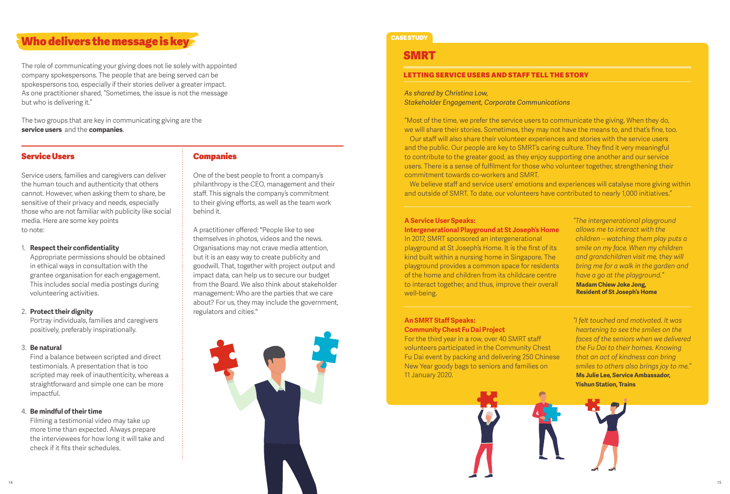# Who delivers the message is key

The role of communicating your giving does not lie solely with appointed company spokespersons. The people that are being served can be spokespersons too, especially if their stories deliver a greater impact. As one practitioner shared, "Sometimes, the issue is not the message but who is delivering it."

The two groups that are key in communicating giving are the **service users** and the **companies**.

## Service Users

Service users, families and caregivers can deliver the human touch and authenticity that others cannot. However, when asking them to share, be sensitive of their privacy and needs, especially those who are not familiar with publicity like social media. Here are some key points to note:

1. **Respect their confidentiality**
   Appropriate permissions should be obtained in ethical ways in consultation with the grantee organisation for each engagement. This includes social media postings during volunteering activities.

2. **Protect their dignity**
   Portray individuals, families and caregivers positively, preferably inspirationally.

3. **Be natural**
   Find a balance between scripted and direct testimonials. A presentation that is too scripted may reek of inauthenticity, whereas a straightforward and simple one can be more impactful.

4. **Be mindful of their time**
   Filming a testimonial video may take up more time than expected. Always prepare the interviewees for how long it will take and check if it fits their schedules.

## Companies

One of the best people to front a company's philanthropy is the CEO, management and their staff. This signals the company's commitment to their giving efforts, as well as the team work behind it.

A practitioner offered: "People like to see themselves in photos, videos and the news. Organisations may not crave media attention, but it is an easy way to create publicity and goodwill. That, together with project output and impact data, can help us to secure our budget from the Board. We also think about stakeholder management: Who are the parties that we care about? For us, they may include the government, regulators and cities."

CASE STUDY

## SMRT

### LETTING SERVICE USERS AND STAFF TELL THE STORY

*As shared by Christina Low,*
*Stakeholder Engagement, Corporate Communications*

"Most of the time, we prefer the service users to communicate the giving. When they do, we will share their stories. Sometimes, they may not have the means to, and that's fine, too.

Our staff will also share their volunteer experiences and stories with the service users and the public. Our people are key to SMRT's caring culture. They find it very meaningful to contribute to the greater good, as they enjoy supporting one another and our service users. There is a sense of fulfilment for those who volunteer together, strengthening their commitment towards co-workers and SMRT.

We believe staff and service users' emotions and experiences will catalyse more giving within and outside of SMRT. To date, our volunteers have contributed to nearly 1,000 initiatives."

**A Service User Speaks:**
**Intergenerational Playground at St Joseph's Home**

In 2017, SMRT sponsored an intergenerational playground at St Joseph's Home. It is the first of its kind built within a nursing home in Singapore. The playground provides a common space for residents of the home and children from its childcare centre to interact together, and thus, improve their overall well-being.

*"The intergenerational playground allows me to interact with the children – watching them play puts a smile on my face. When my children and grandchildren visit me, they will bring me for a walk in the garden and have a go at the playground."*
**Madam Chiew Joke Jong, Resident of St Joseph's Home**

**An SMRT Staff Speaks:**
**Community Chest Fu Dai Project**

For the third year in a row, over 40 SMRT staff volunteers participated in the Community Chest Fu Dai event by packing and delivering 250 Chinese New Year goody bags to seniors and families on 11 January 2020.

*"I felt touched and motivated. It was heartening to see the smiles on the faces of the seniors when we delivered the Fu Dai to their homes. Knowing that an act of kindness can bring smiles to others also brings joy to me."*
**Ms Julie Lee, Service Ambassador, Yishun Station, Trains**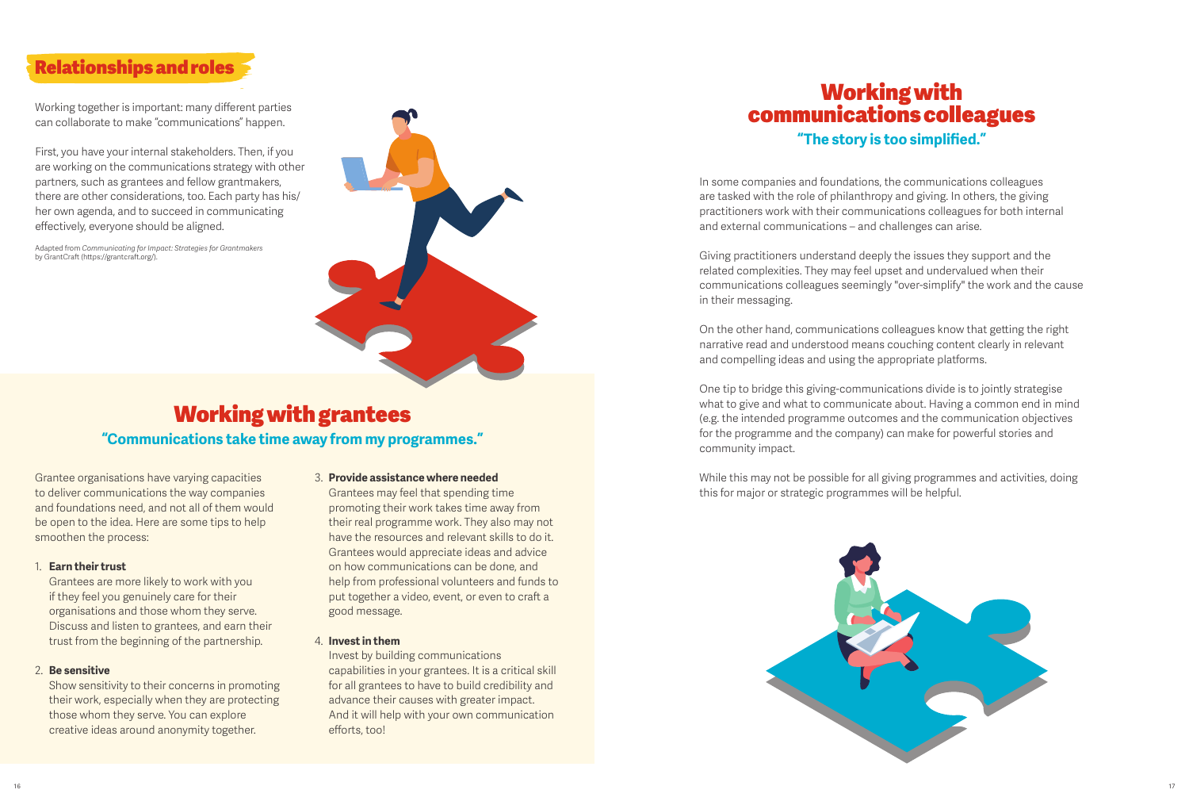## Relationships and roles

Working together is important: many different parties can collaborate to make "communications" happen.

First, you have your internal stakeholders. Then, if you are working on the communications strategy with other partners, such as grantees and fellow grantmakers, there are other considerations, too. Each party has his/her own agenda, and to succeed in communicating effectively, everyone should be aligned.

Adapted from *Communicating for Impact: Strategies for Grantmakers* by GrantCraft (https://grantcraft.org/).

## Working with grantees

### "Communications take time away from my programmes."

Grantee organisations have varying capacities to deliver communications the way companies and foundations need, and not all of them would be open to the idea. Here are some tips to help smoothen the process:

1. **Earn their trust**
   Grantees are more likely to work with you if they feel you genuinely care for their organisations and those whom they serve. Discuss and listen to grantees, and earn their trust from the beginning of the partnership.

2. **Be sensitive**
   Show sensitivity to their concerns in promoting their work, especially when they are protecting those whom they serve. You can explore creative ideas around anonymity together.

3. **Provide assistance where needed**
   Grantees may feel that spending time promoting their work takes time away from their real programme work. They also may not have the resources and relevant skills to do it. Grantees would appreciate ideas and advice on how communications can be done, and help from professional volunteers and funds to put together a video, event, or even to craft a good message.

4. **Invest in them**
   Invest by building communications capabilities in your grantees. It is a critical skill for all grantees to have to build credibility and advance their causes with greater impact. And it will help with your own communication efforts, too!

## Working with communications colleagues

### "The story is too simplified."

In some companies and foundations, the communications colleagues are tasked with the role of philanthropy and giving. In others, the giving practitioners work with their communications colleagues for both internal and external communications – and challenges can arise.

Giving practitioners understand deeply the issues they support and the related complexities. They may feel upset and undervalued when their communications colleagues seemingly "over-simplify" the work and the cause in their messaging.

On the other hand, communications colleagues know that getting the right narrative read and understood means couching content clearly in relevant and compelling ideas and using the appropriate platforms.

One tip to bridge this giving-communications divide is to jointly strategise what to give and what to communicate about. Having a common end in mind (e.g. the intended programme outcomes and the communication objectives for the programme and the company) can make for powerful stories and community impact.

While this may not be possible for all giving programmes and activities, doing this for major or strategic programmes will be helpful.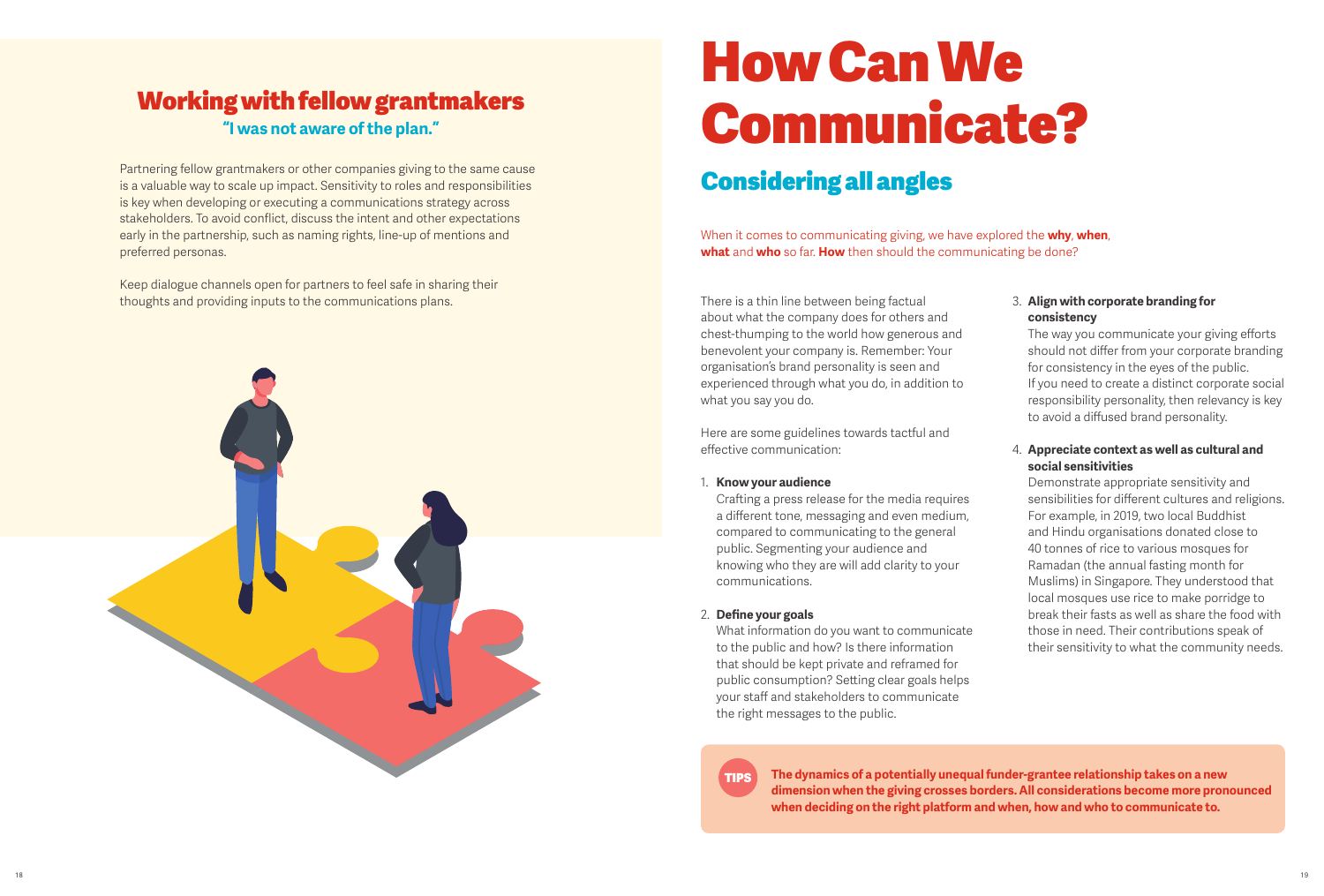## Working with fellow grantmakers

**"I was not aware of the plan."**

Partnering fellow grantmakers or other companies giving to the same cause is a valuable way to scale up impact. Sensitivity to roles and responsibilities is key when developing or executing a communications strategy across stakeholders. To avoid conflict, discuss the intent and other expectations early in the partnership, such as naming rights, line-up of mentions and preferred personas.

Keep dialogue channels open for partners to feel safe in sharing their thoughts and providing inputs to the communications plans.

# How Can We Communicate?

## Considering all angles

When it comes to communicating giving, we have explored the **why**, **when**, **what** and **who** so far. **How** then should the communicating be done?

There is a thin line between being factual about what the company does for others and chest-thumping to the world how generous and benevolent your company is. Remember: Your organisation's brand personality is seen and experienced through what you do, in addition to what you say you do.

Here are some guidelines towards tactful and effective communication:

1. **Know your audience**
   Crafting a press release for the media requires a different tone, messaging and even medium, compared to communicating to the general public. Segmenting your audience and knowing who they are will add clarity to your communications.

2. **Define your goals**
   What information do you want to communicate to the public and how? Is there information that should be kept private and reframed for public consumption? Setting clear goals helps your staff and stakeholders to communicate the right messages to the public.

3. **Align with corporate branding for consistency**
   The way you communicate your giving efforts should not differ from your corporate branding for consistency in the eyes of the public. If you need to create a distinct corporate social responsibility personality, then relevancy is key to avoid a diffused brand personality.

4. **Appreciate context as well as cultural and social sensitivities**
   Demonstrate appropriate sensitivity and sensibilities for different cultures and religions. For example, in 2019, two local Buddhist and Hindu organisations donated close to 40 tonnes of rice to various mosques for Ramadan (the annual fasting month for Muslims) in Singapore. They understood that local mosques use rice to make porridge to break their fasts as well as share the food with those in need. Their contributions speak of their sensitivity to what the community needs.

**TIPS** **The dynamics of a potentially unequal funder-grantee relationship takes on a new dimension when the giving crosses borders. All considerations become more pronounced when deciding on the right platform and when, how and who to communicate to.**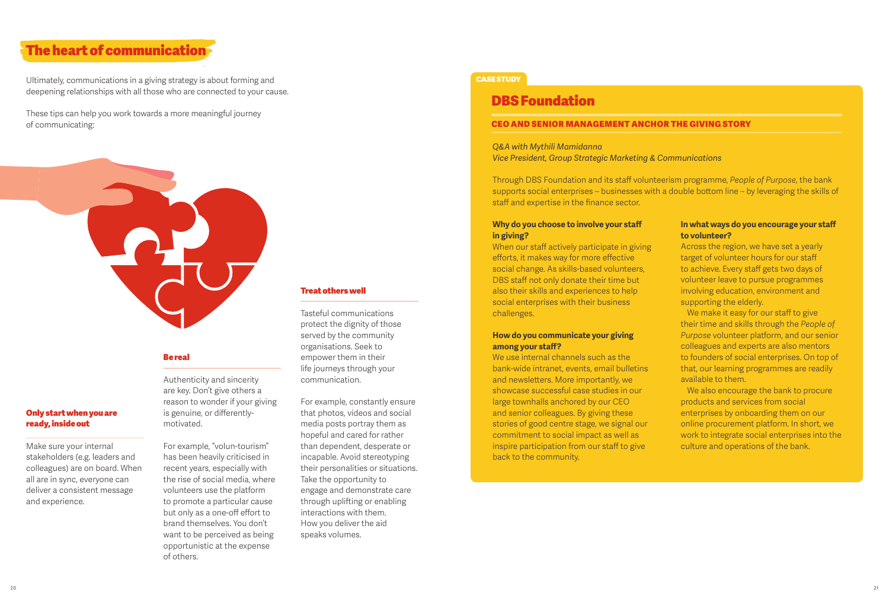# The heart of communication

Ultimately, communications in a giving strategy is about forming and deepening relationships with all those who are connected to your cause.

These tips can help you work towards a more meaningful journey of communicating:

### Only start when you are ready, inside out

Make sure your internal stakeholders (e.g. leaders and colleagues) are on board. When all are in sync, everyone can deliver a consistent message and experience.

### Be real

Authenticity and sincerity are key. Don't give others a reason to wonder if your giving is genuine, or differently-motivated.

For example, "volun-tourism" has been heavily criticised in recent years, especially with the rise of social media, where volunteers use the platform to promote a particular cause but only as a one-off effort to brand themselves. You don't want to be perceived as being opportunistic at the expense of others.

### Treat others well

Tasteful communications protect the dignity of those served by the community organisations. Seek to empower them in their life journeys through your communication.

For example, constantly ensure that photos, videos and social media posts portray them as hopeful and cared for rather than dependent, desperate or incapable. Avoid stereotyping their personalities or situations. Take the opportunity to engage and demonstrate care through uplifting or enabling interactions with them. How you deliver the aid speaks volumes.

CASE STUDY

## DBS Foundation

### CEO AND SENIOR MANAGEMENT ANCHOR THE GIVING STORY

*Q&A with Mythili Mamidanna*
*Vice President, Group Strategic Marketing & Communications*

Through DBS Foundation and its staff volunteerism programme, *People of Purpose*, the bank supports social enterprises – businesses with a double bottom line – by leveraging the skills of staff and expertise in the finance sector.

**Why do you choose to involve your staff in giving?**

When our staff actively participate in giving efforts, it makes way for more effective social change. As skills-based volunteers, DBS staff not only donate their time but also their skills and experiences to help social enterprises with their business challenges.

**How do you communicate your giving among your staff?**

We use internal channels such as the bank-wide intranet, events, email bulletins and newsletters. More importantly, we showcase successful case studies in our large townhalls anchored by our CEO and senior colleagues. By giving these stories of good centre stage, we signal our commitment to social impact as well as inspire participation from our staff to give back to the community.

**In what ways do you encourage your staff to volunteer?**

Across the region, we have set a yearly target of volunteer hours for our staff to achieve. Every staff gets two days of volunteer leave to pursue programmes involving education, environment and supporting the elderly.

We make it easy for our staff to give their time and skills through the *People of Purpose* volunteer platform, and our senior colleagues and experts are also mentors to founders of social enterprises. On top of that, our learning programmes are readily available to them.

We also encourage the bank to procure products and services from social enterprises by onboarding them on our online procurement platform. In short, we work to integrate social enterprises into the culture and operations of the bank.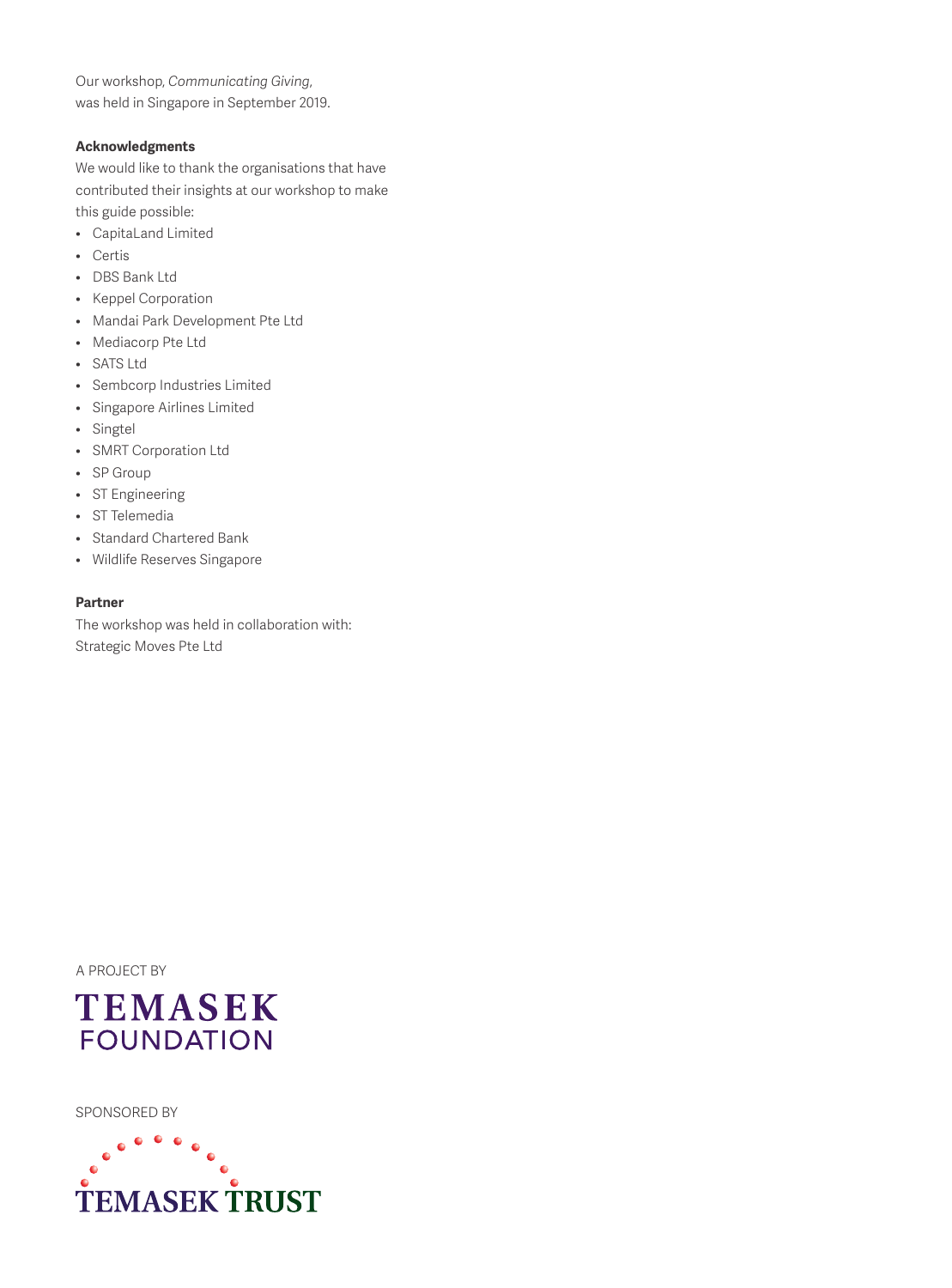Our workshop, *Communicating Giving,*
was held in Singapore in September 2019.

**Acknowledgments**

We would like to thank the organisations that have contributed their insights at our workshop to make this guide possible:

- CapitaLand Limited
- Certis
- DBS Bank Ltd
- Keppel Corporation
- Mandai Park Development Pte Ltd
- Mediacorp Pte Ltd
- SATS Ltd
- Sembcorp Industries Limited
- Singapore Airlines Limited
- Singtel
- SMRT Corporation Ltd
- SP Group
- ST Engineering
- ST Telemedia
- Standard Chartered Bank
- Wildlife Reserves Singapore

**Partner**

The workshop was held in collaboration with:
Strategic Moves Pte Ltd

A PROJECT BY

TEMASEK FOUNDATION

SPONSORED BY

TEMASEK TRUST